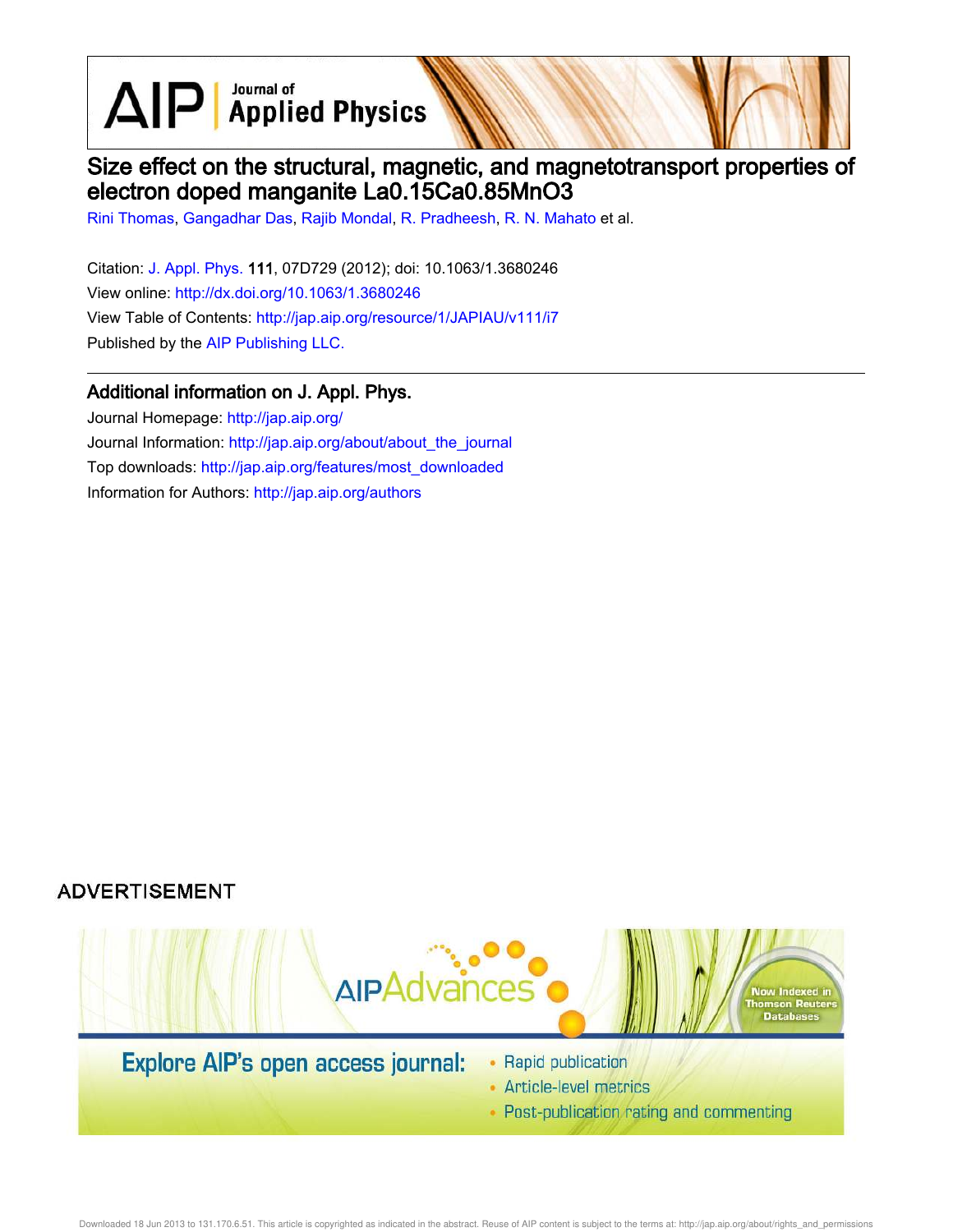# Size effect on the structural, magnetic, and magnetotransport properties of electron doped manganite La0.15Ca0.85MnO3

Rini Thomas, Gangadhar Das, Rajib Mondal, R. Pradheesh, R. N. Mahato et al.

Citation: J. Appl. Phys. **111**, 07D729 (2012); doi: 10.1063/1.3680246

View online: http://dx.doi.org/10.1063/1.3680246

View Table of Contents: http://jap.aip.org/resource/1/JAPIAU/v111/i7

Published by the AIP Publishing LLC.

## Additional information on J. Appl. Phys.

Journal Homepage: http://jap.aip.org/

Journal Information: http://jap.aip.org/about/about_the_journal

Top downloads: http://jap.aip.org/features/most_downloaded

Information for Authors: http://jap.aip.org/authors

ADVERTISEMENT

AIP Advances

Now Indexed in Thomson Reuters Databases

Explore AIP's open access journal:

- Rapid publication
- Article-level metrics
- Post-publication rating and commenting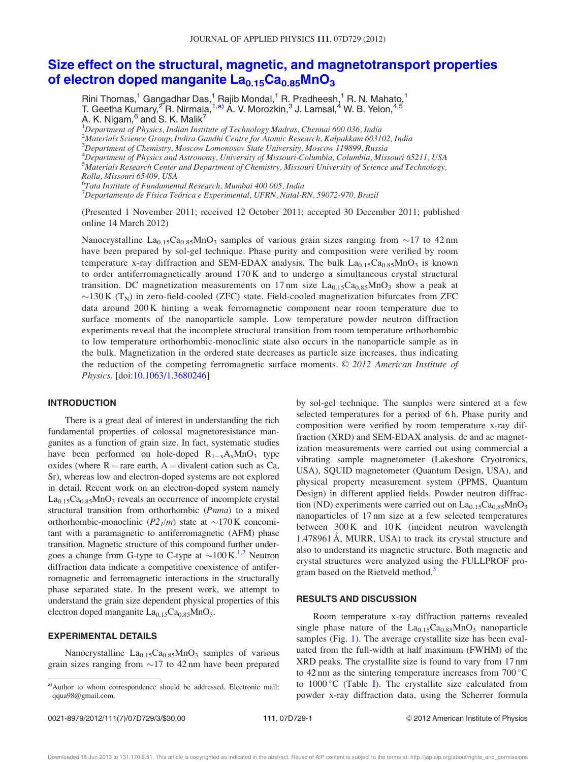# Size effect on the structural, magnetic, and magnetotransport properties of electron doped manganite $La_{0.15}Ca_{0.85}MnO_3$

Rini Thomas,[1] Gangadhar Das,[1] Rajib Mondal,[1] R. Pradheesh,[1] R. N. Mahato,[1] T. Geetha Kumary,[2] R. Nirmala,[1,a)] A. V. Morozkin,[3] J. Lamsal,[4] W. B. Yelon,[4,5] A. K. Nigam,[6] and S. K. Malik[7]

[1]Department of Physics, Indian Institute of Technology Madras, Chennai 600 036, India
[2]Materials Science Group, Indira Gandhi Centre for Atomic Research, Kalpakkam 603102, India
[3]Department of Chemistry, Moscow Lomonosov State University, Moscow 119899, Russia
[4]Department of Physics and Astronomy, University of Missouri-Columbia, Columbia, Missouri 65211, USA
[5]Materials Research Center and Department of Chemistry, Missouri University of Science and Technology, Rolla, Missouri 65409, USA
[6]Tata Institute of Fundamental Research, Mumbai 400 005, India
[7]Departamento de Física Teórica e Experimental, UFRN, Natal-RN, 59072-970, Brazil

(Presented 1 November 2011; received 12 October 2011; accepted 30 December 2011; published online 14 March 2012)

Nanocrystalline $La_{0.15}Ca_{0.85}MnO_3$ samples of various grain sizes ranging from ~17 to 42 nm have been prepared by sol-gel technique. Phase purity and composition were verified by room temperature x-ray diffraction and SEM-EDAX analysis. The bulk $La_{0.15}Ca_{0.85}MnO_3$ is known to order antiferromagnetically around 170 K and to undergo a simultaneous crystal structural transition. DC magnetization measurements on 17 nm size $La_{0.15}Ca_{0.85}MnO_3$ show a peak at ~130 K ($T_N$) in zero-field-cooled (ZFC) state. Field-cooled magnetization bifurcates from ZFC data around 200 K hinting a weak ferromagnetic component near room temperature due to surface moments of the nanoparticle sample. Low temperature powder neutron diffraction experiments reveal that the incomplete structural transition from room temperature orthorhombic to low temperature orthorhombic-monoclinic state also occurs in the nanoparticle sample as in the bulk. Magnetization in the ordered state decreases as particle size increases, thus indicating the reduction of the competing ferromagnetic surface moments. © *2012 American Institute of Physics*. [doi:10.1063/1.3680246]

## INTRODUCTION

There is a great deal of interest in understanding the rich fundamental properties of colossal magnetoresistance manganites as a function of grain size. In fact, systematic studies have been performed on hole-doped $R_{1-x}A_xMnO_3$ type oxides (where R = rare earth, A = divalent cation such as Ca, Sr), whereas low and electron-doped systems are not explored in detail. Recent work on an electron-doped system namely $La_{0.15}Ca_{0.85}MnO_3$ reveals an occurrence of incomplete crystal structural transition from orthorhombic (*Pnma*) to a mixed orthorhombic-monoclinic ($P2_1/m$) state at ~170 K concomitant with a paramagnetic to antiferromagnetic (AFM) phase transition. Magnetic structure of this compound further undergoes a change from G-type to C-type at ~100 K.[1,2] Neutron diffraction data indicate a competitive coexistence of antiferromagnetic and ferromagnetic interactions in the structurally phase separated state. In the present work, we attempt to understand the grain size dependent physical properties of this electron doped manganite $La_{0.15}Ca_{0.85}MnO_3$.

## EXPERIMENTAL DETAILS

Nanocrystalline $La_{0.15}Ca_{0.85}MnO_3$ samples of various grain sizes ranging from ~17 to 42 nm have been prepared by sol-gel technique. The samples were sintered at a few selected temperatures for a period of 6 h. Phase purity and composition were verified by room temperature x-ray diffraction (XRD) and SEM-EDAX analysis. dc and ac magnetization measurements were carried out using commercial a vibrating sample magnetometer (Lakeshore Cryotronics, USA), SQUID magnetometer (Quantum Design, USA), and physical property measurement system (PPMS, Quantum Design) in different applied fields. Powder neutron diffraction (ND) experiments were carried out on $La_{0.15}Ca_{0.85}MnO_3$ nanoparticles of 17 nm size at a few selected temperatures between 300 K and 10 K (incident neutron wavelength 1.478961 Å, MURR, USA) to track its crystal structure and also to understand its magnetic structure. Both magnetic and crystal structures were analyzed using the FULLPROF program based on the Rietveld method.[3]

## RESULTS AND DISCUSSION

Room temperature x-ray diffraction patterns revealed single phase nature of the $La_{0.15}Ca_{0.85}MnO_3$ nanoparticle samples (Fig. 1). The average crystallite size has been evaluated from the full-width at half maximum (FWHM) of the XRD peaks. The crystallite size is found to vary from 17 nm to 42 nm as the sintering temperature increases from 700 °C to 1000 °C (Table I). The crystallite size calculated from powder x-ray diffraction data, using the Scherrer formula

a)Author to whom correspondence should be addressed. Electronic mail: qqua98@gmail.com.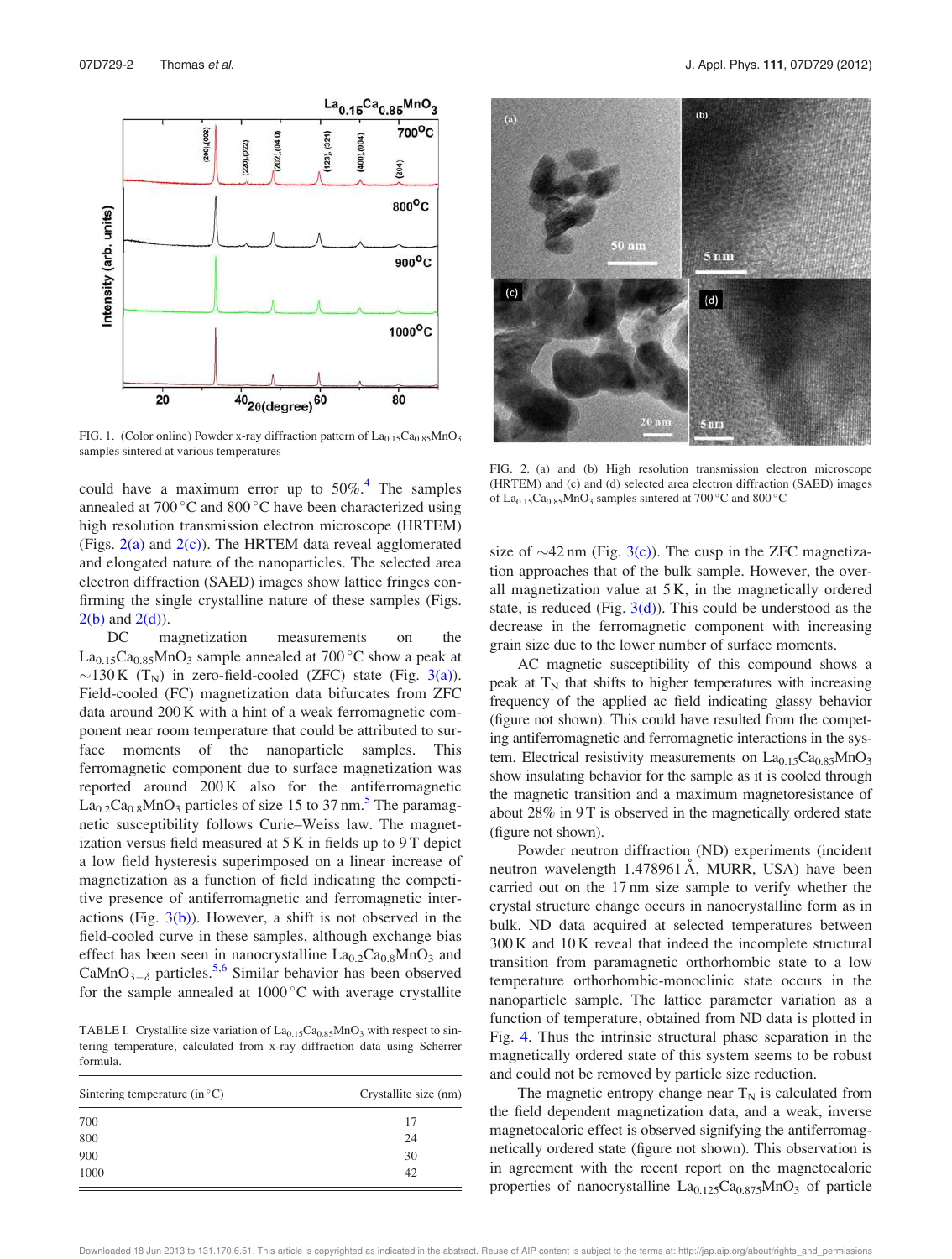FIG. 1. (Color online) Powder x-ray diffraction pattern of $La_{0.15}Ca_{0.85}MnO_3$ samples sintered at various temperatures

could have a maximum error up to 50%.[4] The samples annealed at 700 °C and 800 °C have been characterized using high resolution transmission electron microscope (HRTEM) (Figs. 2(a) and 2(c)). The HRTEM data reveal agglomerated and elongated nature of the nanoparticles. The selected area electron diffraction (SAED) images show lattice fringes confirming the single crystalline nature of these samples (Figs. 2(b) and 2(d)).

DC magnetization measurements on the $La_{0.15}Ca_{0.85}MnO_3$ sample annealed at 700 °C show a peak at ~130 K ($T_N$) in zero-field-cooled (ZFC) state (Fig. 3(a)). Field-cooled (FC) magnetization data bifurcates from ZFC data around 200 K with a hint of a weak ferromagnetic component near room temperature that could be attributed to surface moments of the nanoparticle samples. This ferromagnetic component due to surface magnetization was reported around 200 K also for the antiferromagnetic $La_{0.2}Ca_{0.8}MnO_3$ particles of size 15 to 37 nm.[5] The paramagnetic susceptibility follows Curie–Weiss law. The magnetization versus field measured at 5 K in fields up to 9 T depict a low field hysteresis superimposed on a linear increase of magnetization as a function of field indicating the competitive presence of antiferromagnetic and ferromagnetic interactions (Fig. 3(b)). However, a shift is not observed in the field-cooled curve in these samples, although exchange bias effect has been seen in nanocrystalline $La_{0.2}Ca_{0.8}MnO_3$ and $CaMnO_{3-\delta}$ particles.[5,6] Similar behavior has been observed for the sample annealed at 1000 °C with average crystallite size of ~42 nm (Fig. 3(c)). The cusp in the ZFC magnetization approaches that of the bulk sample. However, the overall magnetization value at 5 K, in the magnetically ordered state, is reduced (Fig. 3(d)). This could be understood as the decrease in the ferromagnetic component with increasing grain size due to the lower number of surface moments.

TABLE I. Crystallite size variation of $La_{0.15}Ca_{0.85}MnO_3$ with respect to sintering temperature, calculated from x-ray diffraction data using Scherrer formula.

| Sintering temperature (in °C) | Crystallite size (nm) |
|---|---|
| 700 | 17 |
| 800 | 24 |
| 900 | 30 |
| 1000 | 42 |

FIG. 2. (a) and (b) High resolution transmission electron microscope (HRTEM) and (c) and (d) selected area electron diffraction (SAED) images of $La_{0.15}Ca_{0.85}MnO_3$ samples sintered at 700 °C and 800 °C

AC magnetic susceptibility of this compound shows a peak at $T_N$ that shifts to higher temperatures with increasing frequency of the applied ac field indicating glassy behavior (figure not shown). This could have resulted from the competing antiferromagnetic and ferromagnetic interactions in the system. Electrical resistivity measurements on $La_{0.15}Ca_{0.85}MnO_3$ show insulating behavior for the sample as it is cooled through the magnetic transition and a maximum magnetoresistance of about 28% in 9 T is observed in the magnetically ordered state (figure not shown).

Powder neutron diffraction (ND) experiments (incident neutron wavelength 1.478961 Å, MURR, USA) have been carried out on the 17 nm size sample to verify whether the crystal structure change occurs in nanocrystalline form as in bulk. ND data acquired at selected temperatures between 300 K and 10 K reveal that indeed the incomplete structural transition from paramagnetic orthorhombic state to a low temperature orthorhombic-monoclinic state occurs in the nanoparticle sample. The lattice parameter variation as a function of temperature, obtained from ND data is plotted in Fig. 4. Thus the intrinsic structural phase separation in the magnetically ordered state of this system seems to be robust and could not be removed by particle size reduction.

The magnetic entropy change near $T_N$ is calculated from the field dependent magnetization data, and a weak, inverse magnetocaloric effect is observed signifying the antiferromagnetically ordered state (figure not shown). This observation is in agreement with the recent report on the magnetocaloric properties of nanocrystalline $La_{0.125}Ca_{0.875}MnO_3$ of particle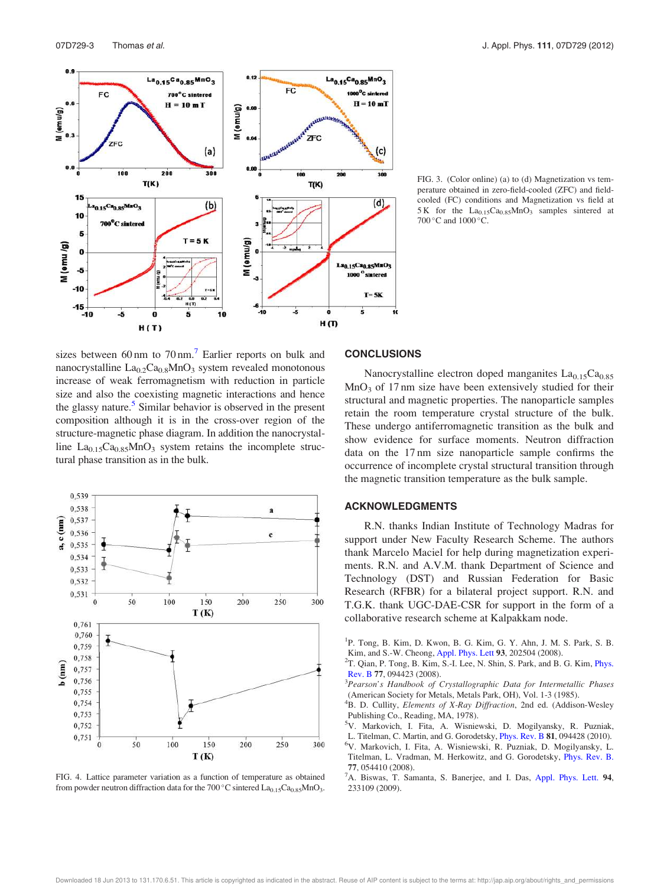(a)
$La_{0.15}Ca_{0.85}MnO_3$
700°C sintered
H = 10 mT
FC
ZFC
M (emu/g)
T(K)
0.9
0.6
0.3
0.0
0
100
200
300

(c)
$La_{0.15}Ca_{0.85}MnO_3$
1000°C sintered
H = 10 mT
FC
ZFC
M (emu/g)
T(K)
0.12
0.08
0.04
0.00
0
100
200
300

(b)
$La_{0.15}Ca_{0.85}MnO_3$
700°C sintered
T = 5 K
M (emu /g)
H ( T )
15
10
5
0
-5
-10
-15
-10
-5
0
5
10

(d)
$La_{0.15}Ca_{0.85}MnO_3$
1000 °sintered
T= 5K
M (emu/g)
H (T)
6
3
0
-3
-6
-10
-5
0
5
10

FIG. 3. (Color online) (a) to (d) Magnetization vs temperature obtained in zero-field-cooled (ZFC) and field-cooled (FC) conditions and Magnetization vs field at 5 K for the $La_{0.15}Ca_{0.85}MnO_3$ samples sintered at 700 °C and 1000 °C.

sizes between 60 nm to 70 nm.[7] Earlier reports on bulk and nanocrystalline $La_{0.2}Ca_{0.8}MnO_3$ system revealed monotonous increase of weak ferromagnetism with reduction in particle size and also the coexisting magnetic interactions and hence the glassy nature.[5] Similar behavior is observed in the present composition although it is in the cross-over region of the structure-magnetic phase diagram. In addition the nanocrystalline $La_{0.15}Ca_{0.85}MnO_3$ system retains the incomplete structural phase transition as in the bulk.

a, c (nm)
a
c
T (K)
0,539
0,538
0,537
0,536
0,535
0,534
0,533
0,532
0,531
0
50
100
150
200
250
300

b (nm)
T (K)
0,761
0,760
0,759
0,758
0,757
0,756
0,755
0,754
0,753
0,752
0,751
0
50
100
150
200
250
300

FIG. 4. Lattice parameter variation as a function of temperature as obtained from powder neutron diffraction data for the 700 °C sintered $La_{0.15}Ca_{0.85}MnO_3$.

## CONCLUSIONS

Nanocrystalline electron doped manganites $La_{0.15}Ca_{0.85}MnO_3$ of 17 nm size have been extensively studied for their structural and magnetic properties. The nanoparticle samples retain the room temperature crystal structure of the bulk. These undergo antiferromagnetic transition as the bulk and show evidence for surface moments. Neutron diffraction data on the 17 nm size nanoparticle sample confirms the occurrence of incomplete crystal structural transition through the magnetic transition temperature as the bulk sample.

## ACKNOWLEDGMENTS

R.N. thanks Indian Institute of Technology Madras for support under New Faculty Research Scheme. The authors thank Marcelo Maciel for help during magnetization experiments. R.N. and A.V.M. thank Department of Science and Technology (DST) and Russian Federation for Basic Research (RFBR) for a bilateral project support. R.N. and T.G.K. thank UGC-DAE-CSR for support in the form of a collaborative research scheme at Kalpakkam node.

[1] P. Tong, B. Kim, D. Kwon, B. G. Kim, G. Y. Ahn, J. M. S. Park, S. B. Kim, and S.-W. Cheong, Appl. Phys. Lett **93**, 202504 (2008).

[2] T. Qian, P. Tong, B. Kim, S.-I. Lee, N. Shin, S. Park, and B. G. Kim, Phys. Rev. B **77**, 094423 (2008).

[3] *Pearson's Handbook of Crystallographic Data for Intermetallic Phases* (American Society for Metals, Metals Park, OH), Vol. 1-3 (1985).

[4] B. D. Cullity, *Elements of X-Ray Diffraction*, 2nd ed. (Addison-Wesley Publishing Co., Reading, MA, 1978).

[5] V. Markovich, I. Fita, A. Wisniewski, D. Mogilyansky, R. Puzniak, L. Titelman, C. Martin, and G. Gorodetsky, Phys. Rev. B **81**, 094428 (2010).

[6] V. Markovich, I. Fita, A. Wisniewski, R. Puzniak, D. Mogilyansky, L. Titelman, L. Vradman, M. Herkowitz, and G. Gorodetsky, Phys. Rev. B. **77**, 054410 (2008).

[7] A. Biswas, T. Samanta, S. Banerjee, and I. Das, Appl. Phys. Lett. **94**, 233109 (2009).